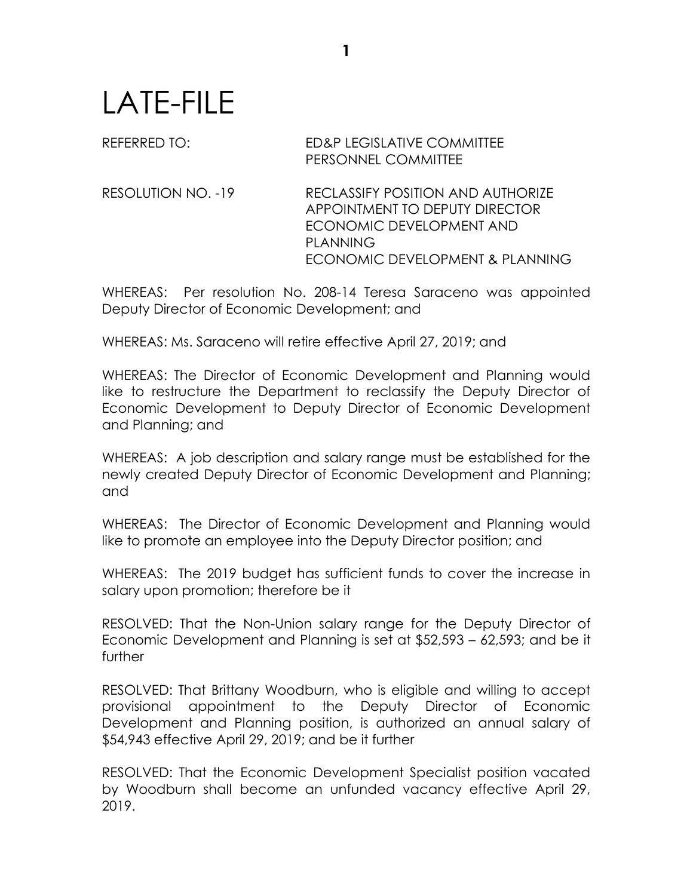# LATE-FILE

REFERRED TO: ED&P LEGISLATIVE COMMITTEE
PERSONNEL COMMITTEE

RESOLUTION NO. -19 RECLASSIFY POSITION AND AUTHORIZE APPOINTMENT TO DEPUTY DIRECTOR ECONOMIC DEVELOPMENT AND PLANNING
ECONOMIC DEVELOPMENT & PLANNING

WHEREAS: Per resolution No. 208-14 Teresa Saraceno was appointed Deputy Director of Economic Development; and

WHEREAS: Ms. Saraceno will retire effective April 27, 2019; and

WHEREAS: The Director of Economic Development and Planning would like to restructure the Department to reclassify the Deputy Director of Economic Development to Deputy Director of Economic Development and Planning; and

WHEREAS: A job description and salary range must be established for the newly created Deputy Director of Economic Development and Planning; and

WHEREAS: The Director of Economic Development and Planning would like to promote an employee into the Deputy Director position; and

WHEREAS: The 2019 budget has sufficient funds to cover the increase in salary upon promotion; therefore be it

RESOLVED: That the Non-Union salary range for the Deputy Director of Economic Development and Planning is set at $52,593 – 62,593; and be it further

RESOLVED: That Brittany Woodburn, who is eligible and willing to accept provisional appointment to the Deputy Director of Economic Development and Planning position, is authorized an annual salary of $54,943 effective April 29, 2019; and be it further

RESOLVED: That the Economic Development Specialist position vacated by Woodburn shall become an unfunded vacancy effective April 29, 2019.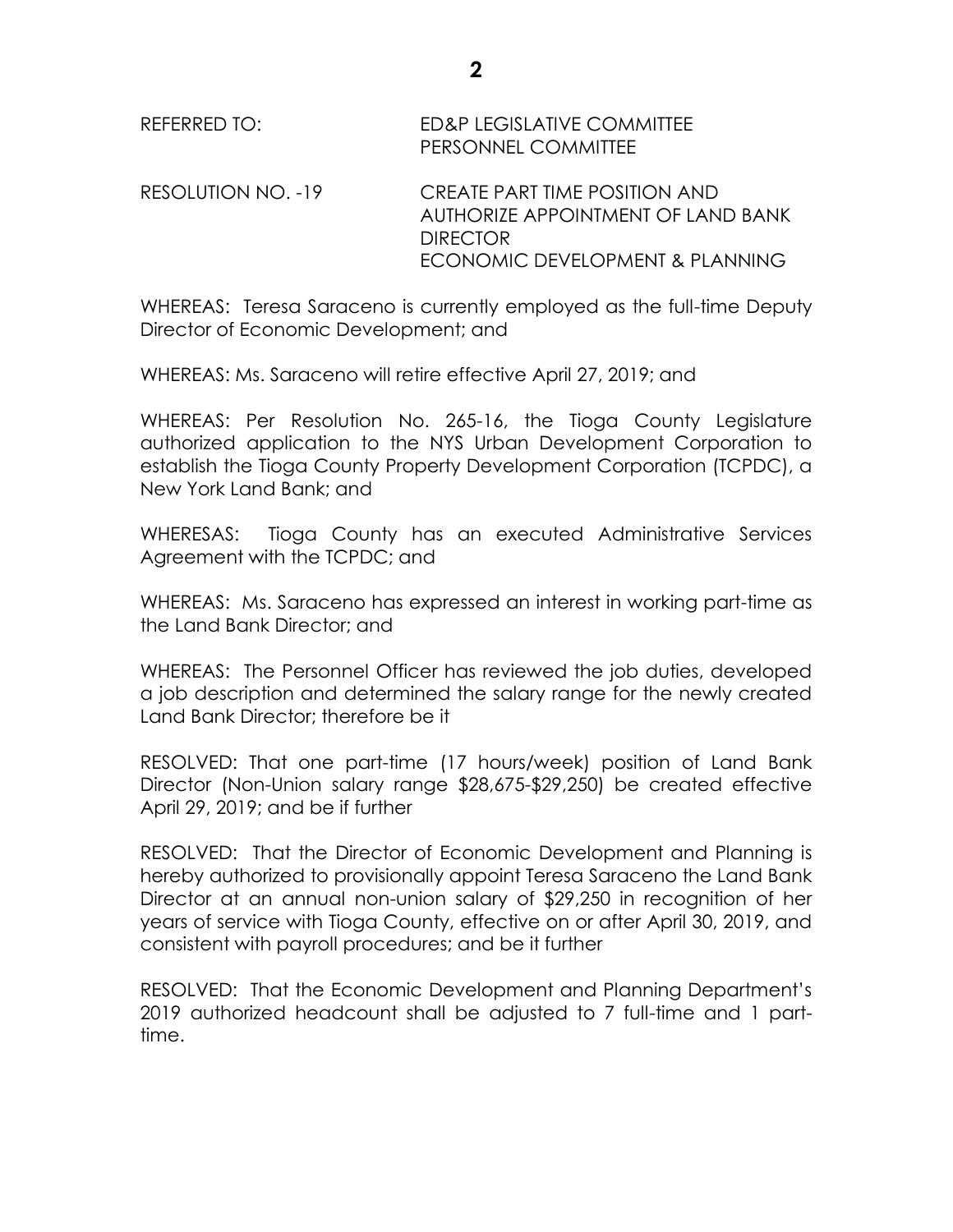REFERRED TO: ED&P LEGISLATIVE COMMITTEE
PERSONNEL COMMITTEE

RESOLUTION NO. -19 CREATE PART TIME POSITION AND AUTHORIZE APPOINTMENT OF LAND BANK DIRECTOR
ECONOMIC DEVELOPMENT & PLANNING

WHEREAS: Teresa Saraceno is currently employed as the full-time Deputy Director of Economic Development; and

WHEREAS: Ms. Saraceno will retire effective April 27, 2019; and

WHEREAS: Per Resolution No. 265-16, the Tioga County Legislature authorized application to the NYS Urban Development Corporation to establish the Tioga County Property Development Corporation (TCPDC), a New York Land Bank; and

WHERESAS: Tioga County has an executed Administrative Services Agreement with the TCPDC; and

WHEREAS: Ms. Saraceno has expressed an interest in working part-time as the Land Bank Director; and

WHEREAS: The Personnel Officer has reviewed the job duties, developed a job description and determined the salary range for the newly created Land Bank Director; therefore be it

RESOLVED: That one part-time (17 hours/week) position of Land Bank Director (Non-Union salary range $28,675-$29,250) be created effective April 29, 2019; and be if further

RESOLVED: That the Director of Economic Development and Planning is hereby authorized to provisionally appoint Teresa Saraceno the Land Bank Director at an annual non-union salary of $29,250 in recognition of her years of service with Tioga County, effective on or after April 30, 2019, and consistent with payroll procedures; and be it further

RESOLVED: That the Economic Development and Planning Department's 2019 authorized headcount shall be adjusted to 7 full-time and 1 part-time.